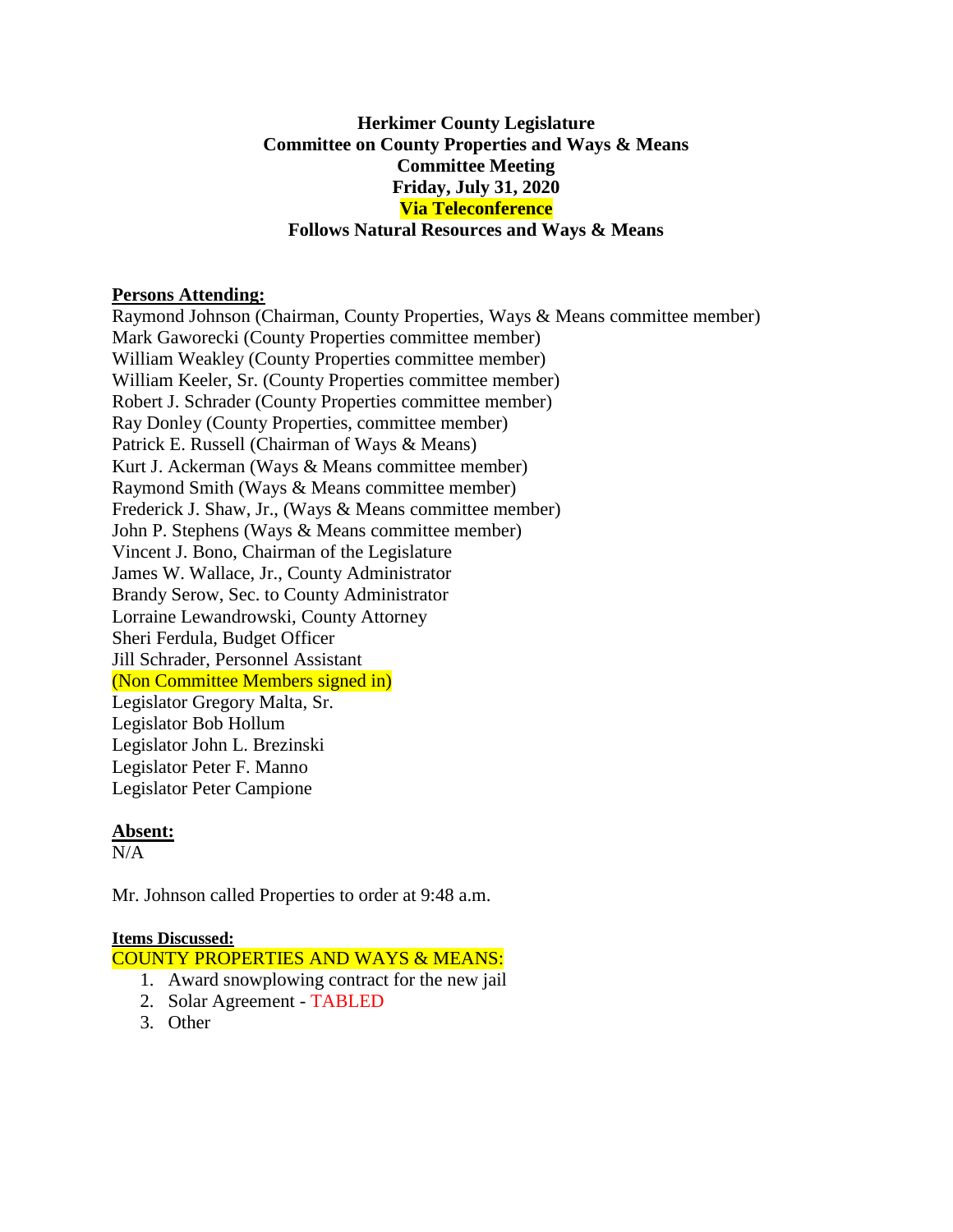**Herkimer County Legislature**
**Committee on County Properties and Ways & Means**
**Committee Meeting**
**Friday, July 31, 2020**
**Via Teleconference**
**Follows Natural Resources and Ways & Means**

**Persons Attending:**

Raymond Johnson (Chairman, County Properties, Ways & Means committee member)
Mark Gaworecki (County Properties committee member)
William Weakley (County Properties committee member)
William Keeler, Sr. (County Properties committee member)
Robert J. Schrader (County Properties committee member)
Ray Donley (County Properties, committee member)
Patrick E. Russell (Chairman of Ways & Means)
Kurt J. Ackerman (Ways & Means committee member)
Raymond Smith (Ways & Means committee member)
Frederick J. Shaw, Jr., (Ways & Means committee member)
John P. Stephens (Ways & Means committee member)
Vincent J. Bono, Chairman of the Legislature
James W. Wallace, Jr., County Administrator
Brandy Serow, Sec. to County Administrator
Lorraine Lewandrowski, County Attorney
Sheri Ferdula, Budget Officer
Jill Schrader, Personnel Assistant
(Non Committee Members signed in)
Legislator Gregory Malta, Sr.
Legislator Bob Hollum
Legislator John L. Brezinski
Legislator Peter F. Manno
Legislator Peter Campione

**Absent:**

N/A

Mr. Johnson called Properties to order at 9:48 a.m.

**Items Discussed:**

COUNTY PROPERTIES AND WAYS & MEANS:

1. Award snowplowing contract for the new jail
2. Solar Agreement - TABLED
3. Other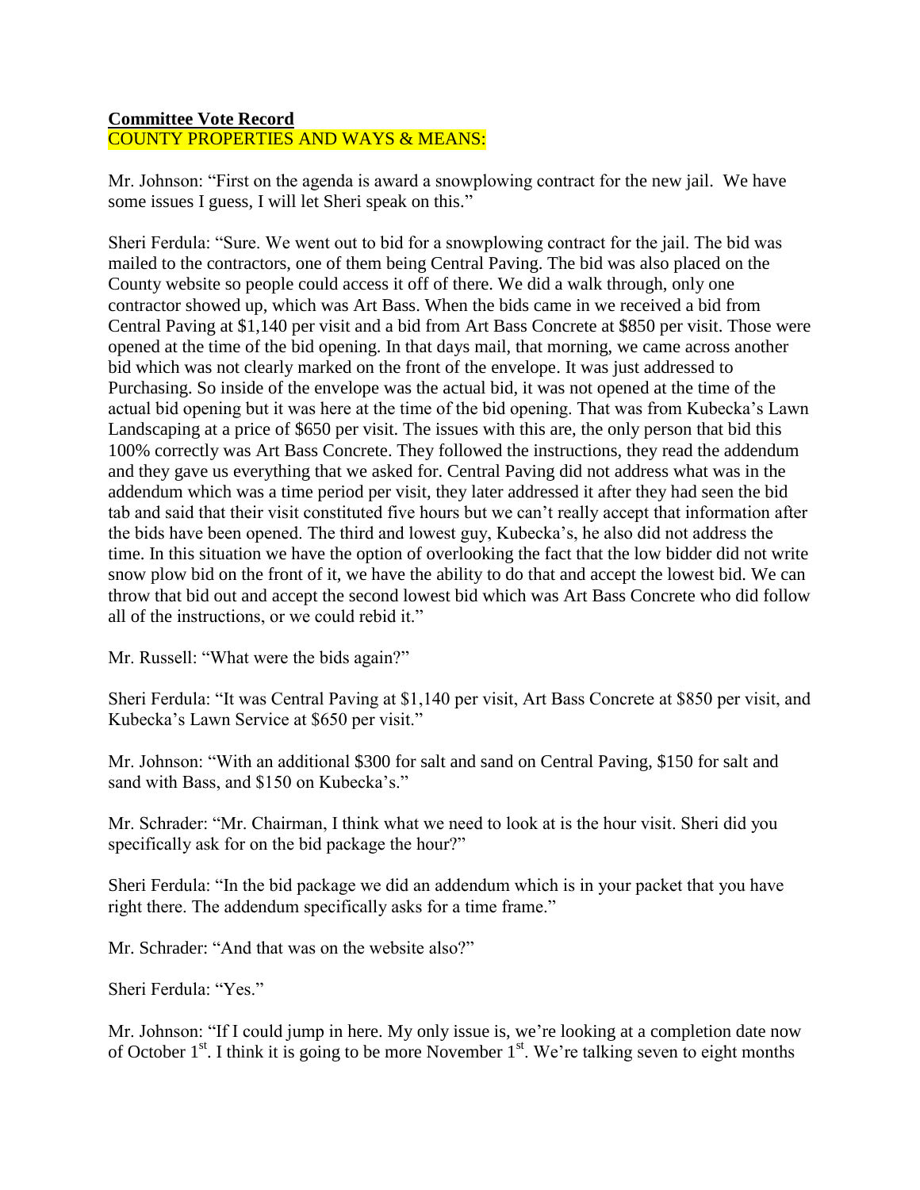**Committee Vote Record**
COUNTY PROPERTIES AND WAYS & MEANS:

Mr. Johnson: "First on the agenda is award a snowplowing contract for the new jail. We have some issues I guess, I will let Sheri speak on this."

Sheri Ferdula: "Sure. We went out to bid for a snowplowing contract for the jail. The bid was mailed to the contractors, one of them being Central Paving. The bid was also placed on the County website so people could access it off of there. We did a walk through, only one contractor showed up, which was Art Bass. When the bids came in we received a bid from Central Paving at $1,140 per visit and a bid from Art Bass Concrete at $850 per visit. Those were opened at the time of the bid opening. In that days mail, that morning, we came across another bid which was not clearly marked on the front of the envelope. It was just addressed to Purchasing. So inside of the envelope was the actual bid, it was not opened at the time of the actual bid opening but it was here at the time of the bid opening. That was from Kubecka's Lawn Landscaping at a price of $650 per visit. The issues with this are, the only person that bid this 100% correctly was Art Bass Concrete. They followed the instructions, they read the addendum and they gave us everything that we asked for. Central Paving did not address what was in the addendum which was a time period per visit, they later addressed it after they had seen the bid tab and said that their visit constituted five hours but we can't really accept that information after the bids have been opened. The third and lowest guy, Kubecka's, he also did not address the time. In this situation we have the option of overlooking the fact that the low bidder did not write snow plow bid on the front of it, we have the ability to do that and accept the lowest bid. We can throw that bid out and accept the second lowest bid which was Art Bass Concrete who did follow all of the instructions, or we could rebid it."

Mr. Russell: "What were the bids again?"

Sheri Ferdula: "It was Central Paving at $1,140 per visit, Art Bass Concrete at $850 per visit, and Kubecka's Lawn Service at $650 per visit."

Mr. Johnson: "With an additional $300 for salt and sand on Central Paving, $150 for salt and sand with Bass, and $150 on Kubecka's."

Mr. Schrader: "Mr. Chairman, I think what we need to look at is the hour visit. Sheri did you specifically ask for on the bid package the hour?"

Sheri Ferdula: "In the bid package we did an addendum which is in your packet that you have right there. The addendum specifically asks for a time frame."

Mr. Schrader: "And that was on the website also?"

Sheri Ferdula: "Yes."

Mr. Johnson: "If I could jump in here. My only issue is, we're looking at a completion date now of October 1st. I think it is going to be more November 1st. We're talking seven to eight months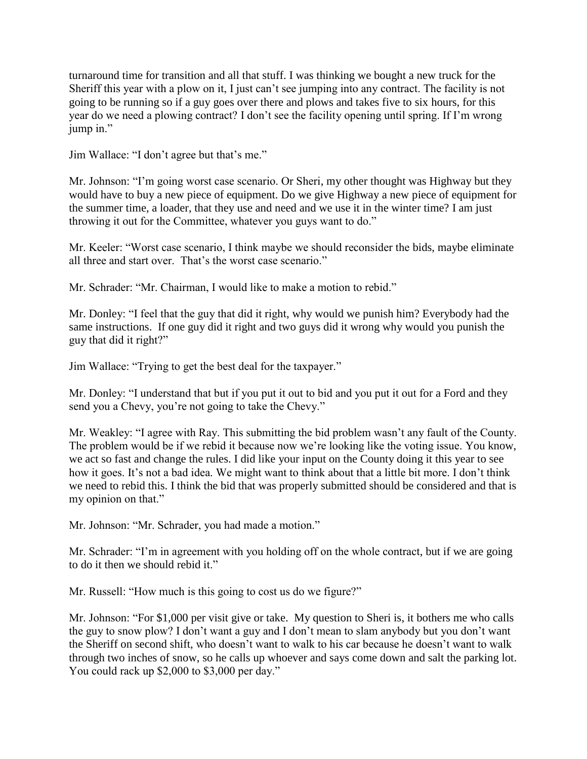turnaround time for transition and all that stuff. I was thinking we bought a new truck for the Sheriff this year with a plow on it, I just can't see jumping into any contract. The facility is not going to be running so if a guy goes over there and plows and takes five to six hours, for this year do we need a plowing contract? I don't see the facility opening until spring. If I'm wrong jump in."

Jim Wallace: "I don't agree but that's me."

Mr. Johnson: "I'm going worst case scenario. Or Sheri, my other thought was Highway but they would have to buy a new piece of equipment. Do we give Highway a new piece of equipment for the summer time, a loader, that they use and need and we use it in the winter time? I am just throwing it out for the Committee, whatever you guys want to do."

Mr. Keeler: "Worst case scenario, I think maybe we should reconsider the bids, maybe eliminate all three and start over. That's the worst case scenario."

Mr. Schrader: "Mr. Chairman, I would like to make a motion to rebid."

Mr. Donley: "I feel that the guy that did it right, why would we punish him? Everybody had the same instructions. If one guy did it right and two guys did it wrong why would you punish the guy that did it right?"

Jim Wallace: "Trying to get the best deal for the taxpayer."

Mr. Donley: "I understand that but if you put it out to bid and you put it out for a Ford and they send you a Chevy, you're not going to take the Chevy."

Mr. Weakley: "I agree with Ray. This submitting the bid problem wasn't any fault of the County. The problem would be if we rebid it because now we're looking like the voting issue. You know, we act so fast and change the rules. I did like your input on the County doing it this year to see how it goes. It's not a bad idea. We might want to think about that a little bit more. I don't think we need to rebid this. I think the bid that was properly submitted should be considered and that is my opinion on that."

Mr. Johnson: "Mr. Schrader, you had made a motion."

Mr. Schrader: "I'm in agreement with you holding off on the whole contract, but if we are going to do it then we should rebid it."

Mr. Russell: "How much is this going to cost us do we figure?"

Mr. Johnson: "For $1,000 per visit give or take. My question to Sheri is, it bothers me who calls the guy to snow plow? I don't want a guy and I don't mean to slam anybody but you don't want the Sheriff on second shift, who doesn't want to walk to his car because he doesn't want to walk through two inches of snow, so he calls up whoever and says come down and salt the parking lot. You could rack up $2,000 to $3,000 per day."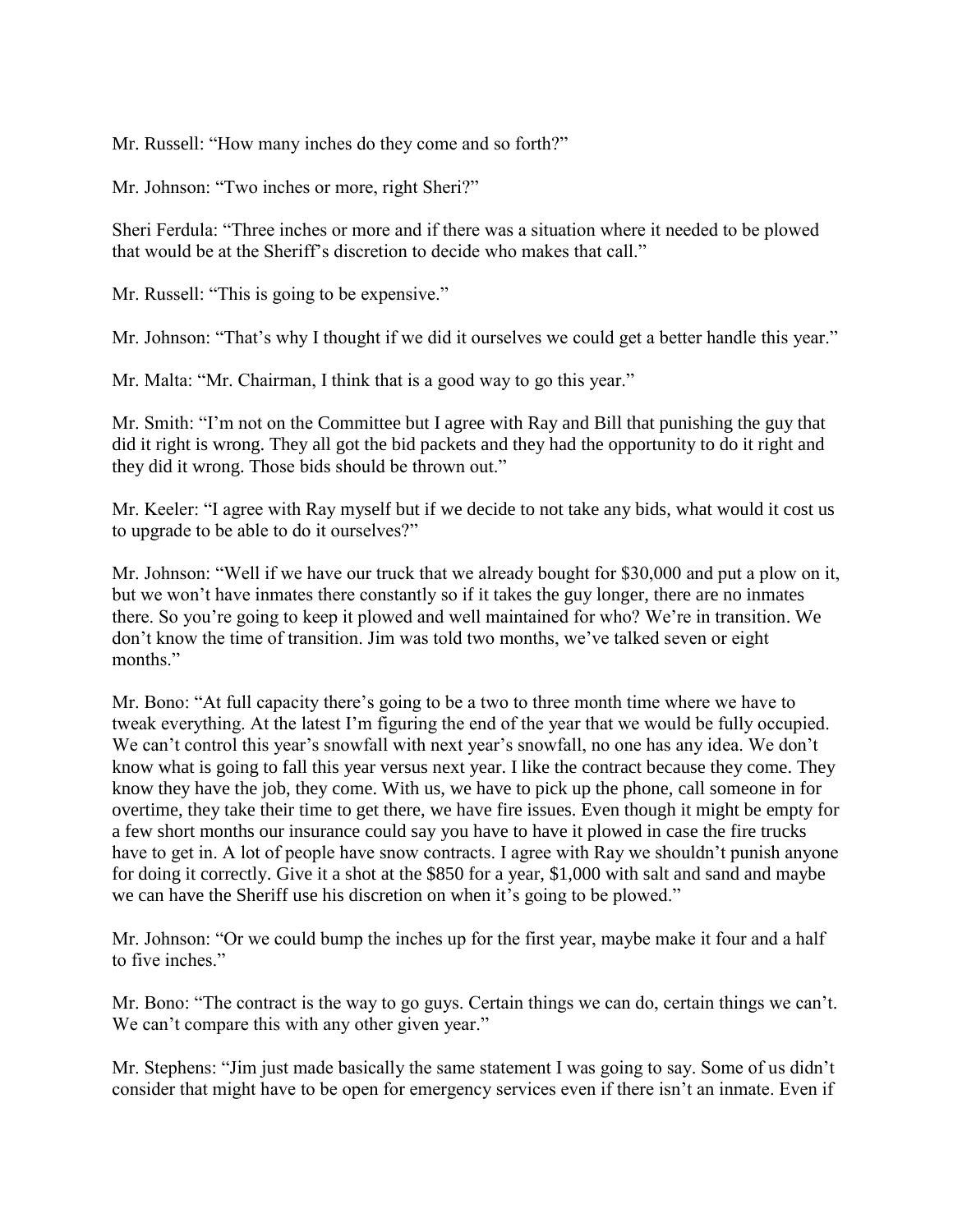Mr. Russell: “How many inches do they come and so forth?”

Mr. Johnson: “Two inches or more, right Sheri?”

Sheri Ferdula: “Three inches or more and if there was a situation where it needed to be plowed that would be at the Sheriff’s discretion to decide who makes that call.”

Mr. Russell: “This is going to be expensive.”

Mr. Johnson: “That’s why I thought if we did it ourselves we could get a better handle this year.”

Mr. Malta: “Mr. Chairman, I think that is a good way to go this year.”

Mr. Smith: “I’m not on the Committee but I agree with Ray and Bill that punishing the guy that did it right is wrong. They all got the bid packets and they had the opportunity to do it right and they did it wrong. Those bids should be thrown out.”

Mr. Keeler: “I agree with Ray myself but if we decide to not take any bids, what would it cost us to upgrade to be able to do it ourselves?”

Mr. Johnson: “Well if we have our truck that we already bought for $30,000 and put a plow on it, but we won’t have inmates there constantly so if it takes the guy longer, there are no inmates there. So you’re going to keep it plowed and well maintained for who? We’re in transition. We don’t know the time of transition. Jim was told two months, we’ve talked seven or eight months.”

Mr. Bono: “At full capacity there’s going to be a two to three month time where we have to tweak everything. At the latest I’m figuring the end of the year that we would be fully occupied. We can’t control this year’s snowfall with next year’s snowfall, no one has any idea. We don’t know what is going to fall this year versus next year. I like the contract because they come. They know they have the job, they come. With us, we have to pick up the phone, call someone in for overtime, they take their time to get there, we have fire issues. Even though it might be empty for a few short months our insurance could say you have to have it plowed in case the fire trucks have to get in. A lot of people have snow contracts. I agree with Ray we shouldn’t punish anyone for doing it correctly. Give it a shot at the $850 for a year, $1,000 with salt and sand and maybe we can have the Sheriff use his discretion on when it’s going to be plowed.”

Mr. Johnson: “Or we could bump the inches up for the first year, maybe make it four and a half to five inches.”

Mr. Bono: “The contract is the way to go guys. Certain things we can do, certain things we can’t. We can’t compare this with any other given year.”

Mr. Stephens: “Jim just made basically the same statement I was going to say. Some of us didn’t consider that might have to be open for emergency services even if there isn’t an inmate. Even if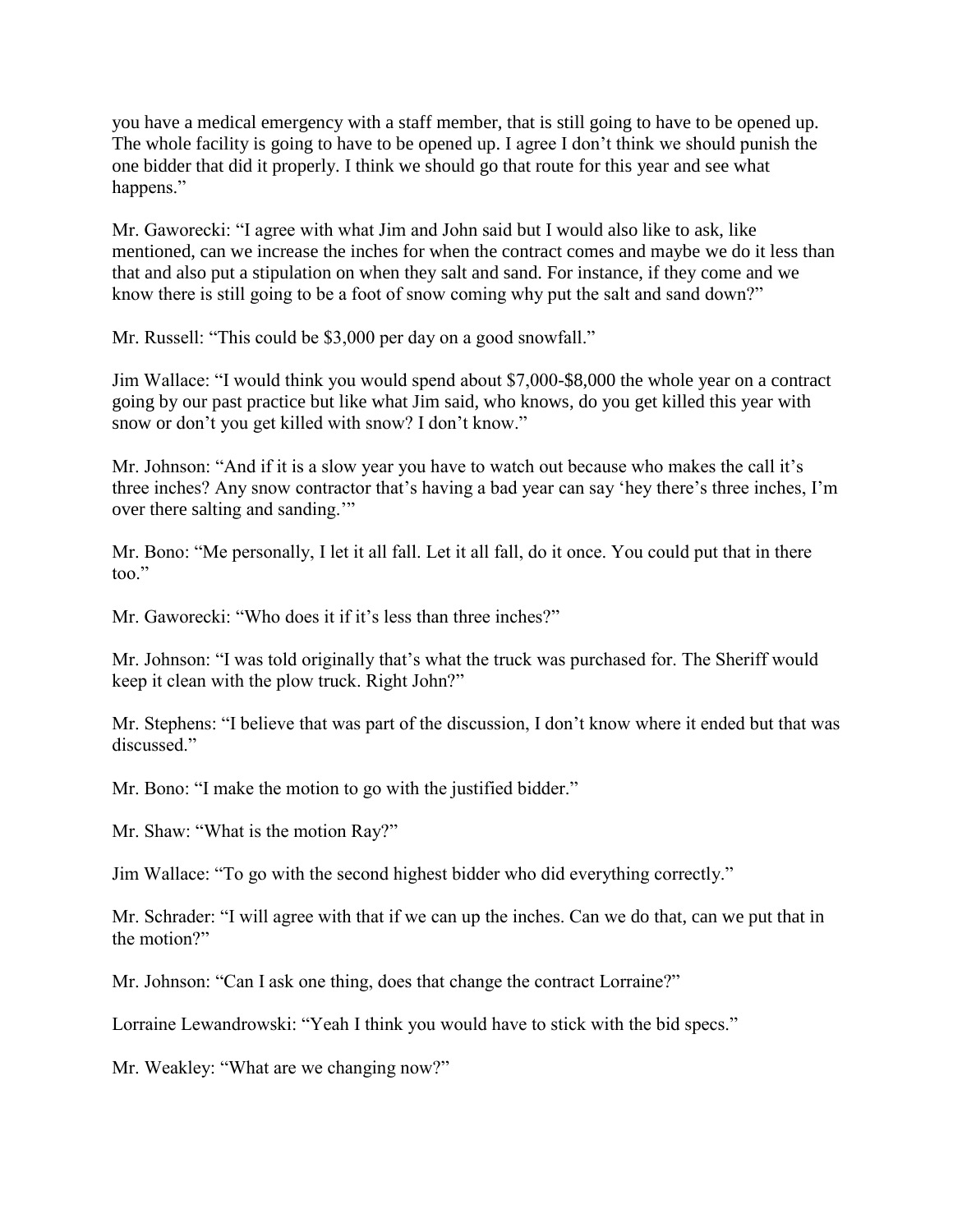you have a medical emergency with a staff member, that is still going to have to be opened up. The whole facility is going to have to be opened up. I agree I don't think we should punish the one bidder that did it properly. I think we should go that route for this year and see what happens."

Mr. Gaworecki: "I agree with what Jim and John said but I would also like to ask, like mentioned, can we increase the inches for when the contract comes and maybe we do it less than that and also put a stipulation on when they salt and sand. For instance, if they come and we know there is still going to be a foot of snow coming why put the salt and sand down?"

Mr. Russell: "This could be $3,000 per day on a good snowfall."

Jim Wallace: "I would think you would spend about $7,000-$8,000 the whole year on a contract going by our past practice but like what Jim said, who knows, do you get killed this year with snow or don't you get killed with snow? I don't know."

Mr. Johnson: "And if it is a slow year you have to watch out because who makes the call it's three inches? Any snow contractor that's having a bad year can say 'hey there's three inches, I'm over there salting and sanding.'"

Mr. Bono: "Me personally, I let it all fall. Let it all fall, do it once. You could put that in there too."

Mr. Gaworecki: "Who does it if it's less than three inches?"

Mr. Johnson: "I was told originally that's what the truck was purchased for. The Sheriff would keep it clean with the plow truck. Right John?"

Mr. Stephens: "I believe that was part of the discussion, I don't know where it ended but that was discussed."

Mr. Bono: "I make the motion to go with the justified bidder."

Mr. Shaw: "What is the motion Ray?"

Jim Wallace: "To go with the second highest bidder who did everything correctly."

Mr. Schrader: "I will agree with that if we can up the inches. Can we do that, can we put that in the motion?"

Mr. Johnson: "Can I ask one thing, does that change the contract Lorraine?"

Lorraine Lewandrowski: "Yeah I think you would have to stick with the bid specs."

Mr. Weakley: "What are we changing now?"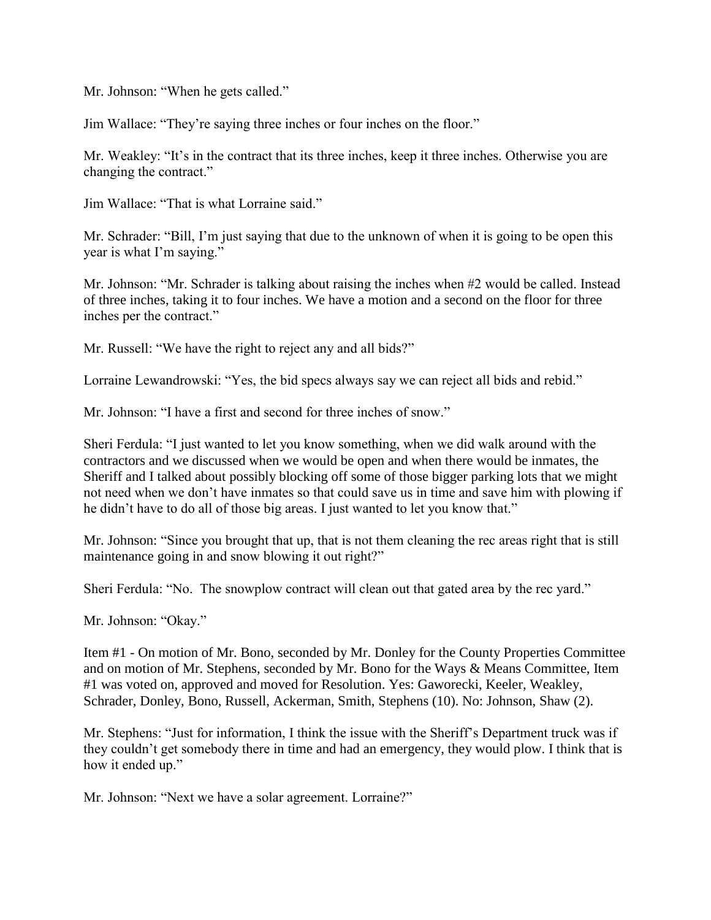Mr. Johnson: "When he gets called."

Jim Wallace: "They're saying three inches or four inches on the floor."

Mr. Weakley: "It's in the contract that its three inches, keep it three inches. Otherwise you are changing the contract."

Jim Wallace: "That is what Lorraine said."

Mr. Schrader: "Bill, I'm just saying that due to the unknown of when it is going to be open this year is what I'm saying."

Mr. Johnson: "Mr. Schrader is talking about raising the inches when #2 would be called. Instead of three inches, taking it to four inches. We have a motion and a second on the floor for three inches per the contract."

Mr. Russell: "We have the right to reject any and all bids?"

Lorraine Lewandrowski: "Yes, the bid specs always say we can reject all bids and rebid."

Mr. Johnson: "I have a first and second for three inches of snow."

Sheri Ferdula: "I just wanted to let you know something, when we did walk around with the contractors and we discussed when we would be open and when there would be inmates, the Sheriff and I talked about possibly blocking off some of those bigger parking lots that we might not need when we don't have inmates so that could save us in time and save him with plowing if he didn't have to do all of those big areas. I just wanted to let you know that."

Mr. Johnson: "Since you brought that up, that is not them cleaning the rec areas right that is still maintenance going in and snow blowing it out right?"

Sheri Ferdula: "No. The snowplow contract will clean out that gated area by the rec yard."

Mr. Johnson: "Okay."

Item #1 - On motion of Mr. Bono, seconded by Mr. Donley for the County Properties Committee and on motion of Mr. Stephens, seconded by Mr. Bono for the Ways & Means Committee, Item #1 was voted on, approved and moved for Resolution. Yes: Gaworecki, Keeler, Weakley, Schrader, Donley, Bono, Russell, Ackerman, Smith, Stephens (10). No: Johnson, Shaw (2).

Mr. Stephens: "Just for information, I think the issue with the Sheriff's Department truck was if they couldn't get somebody there in time and had an emergency, they would plow. I think that is how it ended up."

Mr. Johnson: "Next we have a solar agreement. Lorraine?"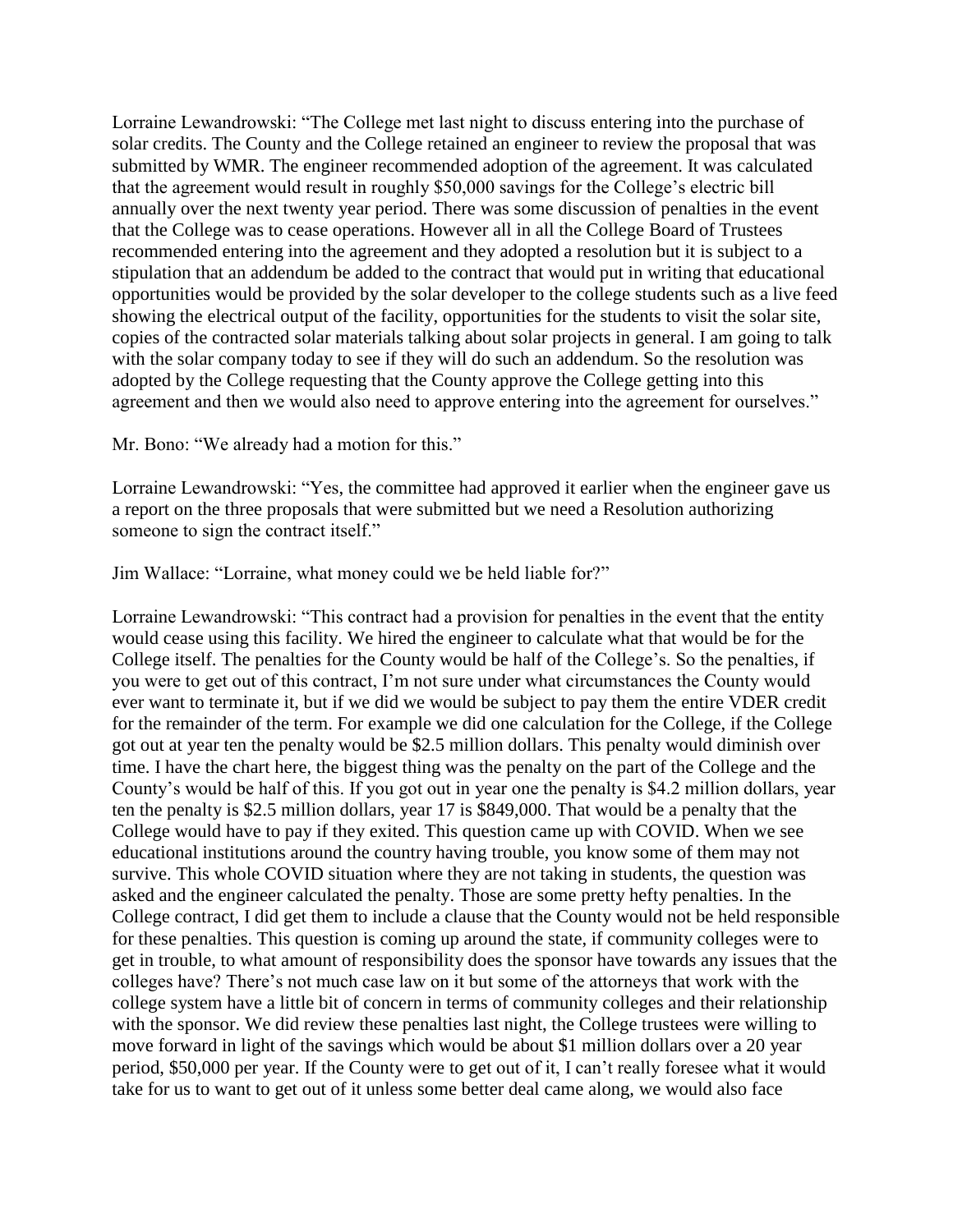Lorraine Lewandrowski: "The College met last night to discuss entering into the purchase of solar credits. The County and the College retained an engineer to review the proposal that was submitted by WMR. The engineer recommended adoption of the agreement. It was calculated that the agreement would result in roughly $50,000 savings for the College's electric bill annually over the next twenty year period. There was some discussion of penalties in the event that the College was to cease operations. However all in all the College Board of Trustees recommended entering into the agreement and they adopted a resolution but it is subject to a stipulation that an addendum be added to the contract that would put in writing that educational opportunities would be provided by the solar developer to the college students such as a live feed showing the electrical output of the facility, opportunities for the students to visit the solar site, copies of the contracted solar materials talking about solar projects in general. I am going to talk with the solar company today to see if they will do such an addendum. So the resolution was adopted by the College requesting that the County approve the College getting into this agreement and then we would also need to approve entering into the agreement for ourselves."

Mr. Bono: "We already had a motion for this."

Lorraine Lewandrowski: "Yes, the committee had approved it earlier when the engineer gave us a report on the three proposals that were submitted but we need a Resolution authorizing someone to sign the contract itself."

Jim Wallace: "Lorraine, what money could we be held liable for?"

Lorraine Lewandrowski: "This contract had a provision for penalties in the event that the entity would cease using this facility. We hired the engineer to calculate what that would be for the College itself. The penalties for the County would be half of the College's. So the penalties, if you were to get out of this contract, I'm not sure under what circumstances the County would ever want to terminate it, but if we did we would be subject to pay them the entire VDER credit for the remainder of the term. For example we did one calculation for the College, if the College got out at year ten the penalty would be $2.5 million dollars. This penalty would diminish over time. I have the chart here, the biggest thing was the penalty on the part of the College and the County's would be half of this. If you got out in year one the penalty is $4.2 million dollars, year ten the penalty is $2.5 million dollars, year 17 is $849,000. That would be a penalty that the College would have to pay if they exited. This question came up with COVID. When we see educational institutions around the country having trouble, you know some of them may not survive. This whole COVID situation where they are not taking in students, the question was asked and the engineer calculated the penalty. Those are some pretty hefty penalties. In the College contract, I did get them to include a clause that the County would not be held responsible for these penalties. This question is coming up around the state, if community colleges were to get in trouble, to what amount of responsibility does the sponsor have towards any issues that the colleges have? There's not much case law on it but some of the attorneys that work with the college system have a little bit of concern in terms of community colleges and their relationship with the sponsor. We did review these penalties last night, the College trustees were willing to move forward in light of the savings which would be about $1 million dollars over a 20 year period, $50,000 per year. If the County were to get out of it, I can't really foresee what it would take for us to want to get out of it unless some better deal came along, we would also face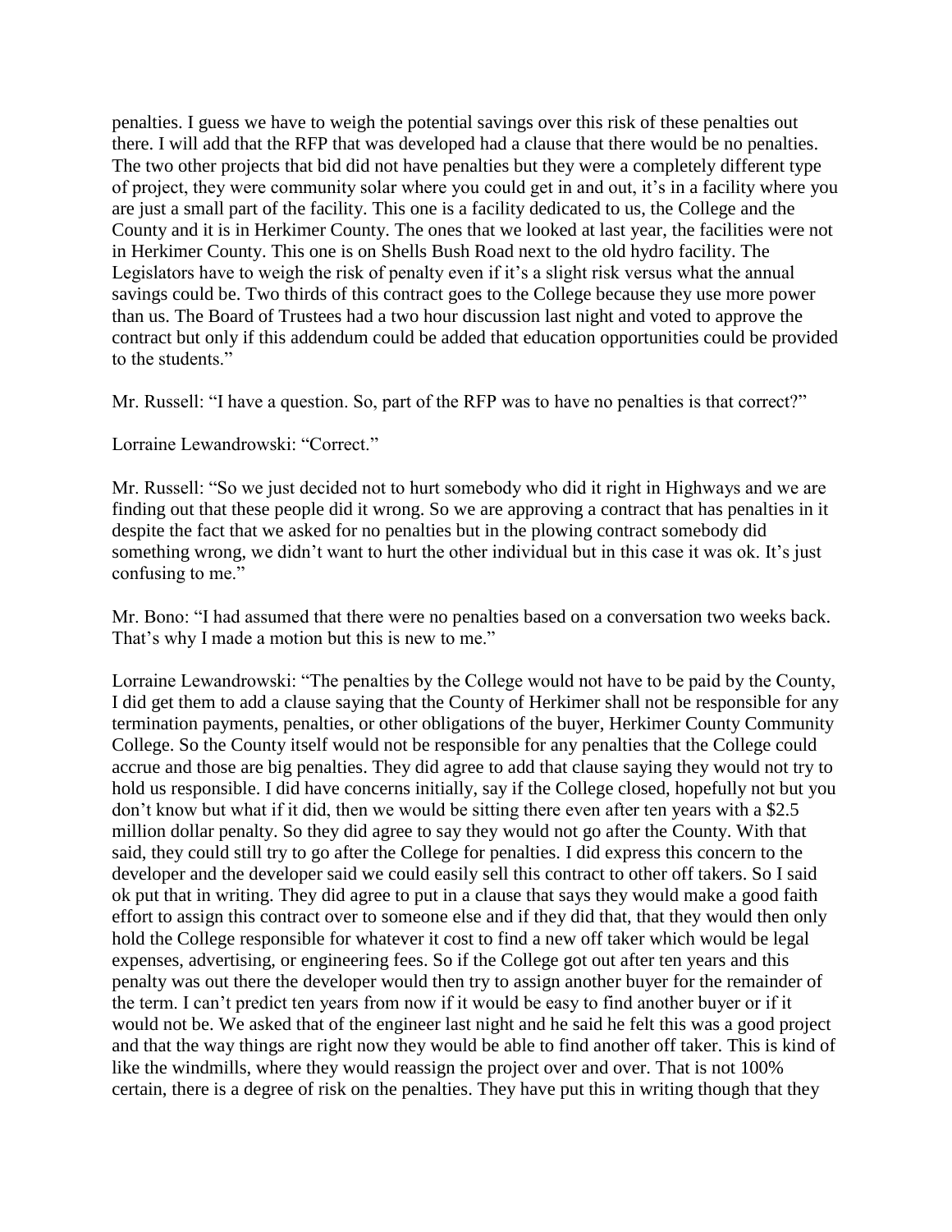penalties. I guess we have to weigh the potential savings over this risk of these penalties out there. I will add that the RFP that was developed had a clause that there would be no penalties. The two other projects that bid did not have penalties but they were a completely different type of project, they were community solar where you could get in and out, it's in a facility where you are just a small part of the facility. This one is a facility dedicated to us, the College and the County and it is in Herkimer County. The ones that we looked at last year, the facilities were not in Herkimer County. This one is on Shells Bush Road next to the old hydro facility. The Legislators have to weigh the risk of penalty even if it's a slight risk versus what the annual savings could be. Two thirds of this contract goes to the College because they use more power than us. The Board of Trustees had a two hour discussion last night and voted to approve the contract but only if this addendum could be added that education opportunities could be provided to the students."

Mr. Russell: "I have a question. So, part of the RFP was to have no penalties is that correct?"

Lorraine Lewandrowski: "Correct."

Mr. Russell: "So we just decided not to hurt somebody who did it right in Highways and we are finding out that these people did it wrong. So we are approving a contract that has penalties in it despite the fact that we asked for no penalties but in the plowing contract somebody did something wrong, we didn't want to hurt the other individual but in this case it was ok. It's just confusing to me."

Mr. Bono: "I had assumed that there were no penalties based on a conversation two weeks back. That's why I made a motion but this is new to me."

Lorraine Lewandrowski: "The penalties by the College would not have to be paid by the County, I did get them to add a clause saying that the County of Herkimer shall not be responsible for any termination payments, penalties, or other obligations of the buyer, Herkimer County Community College. So the County itself would not be responsible for any penalties that the College could accrue and those are big penalties. They did agree to add that clause saying they would not try to hold us responsible. I did have concerns initially, say if the College closed, hopefully not but you don't know but what if it did, then we would be sitting there even after ten years with a $2.5 million dollar penalty. So they did agree to say they would not go after the County. With that said, they could still try to go after the College for penalties. I did express this concern to the developer and the developer said we could easily sell this contract to other off takers. So I said ok put that in writing. They did agree to put in a clause that says they would make a good faith effort to assign this contract over to someone else and if they did that, that they would then only hold the College responsible for whatever it cost to find a new off taker which would be legal expenses, advertising, or engineering fees. So if the College got out after ten years and this penalty was out there the developer would then try to assign another buyer for the remainder of the term. I can't predict ten years from now if it would be easy to find another buyer or if it would not be. We asked that of the engineer last night and he said he felt this was a good project and that the way things are right now they would be able to find another off taker. This is kind of like the windmills, where they would reassign the project over and over. That is not 100% certain, there is a degree of risk on the penalties. They have put this in writing though that they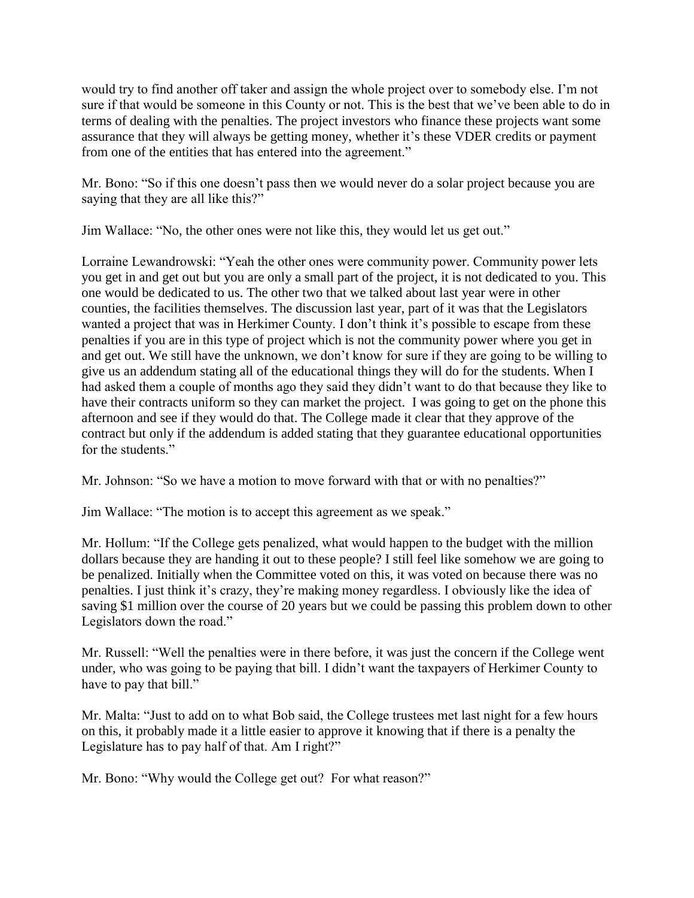would try to find another off taker and assign the whole project over to somebody else. I'm not sure if that would be someone in this County or not. This is the best that we've been able to do in terms of dealing with the penalties. The project investors who finance these projects want some assurance that they will always be getting money, whether it's these VDER credits or payment from one of the entities that has entered into the agreement."

Mr. Bono: "So if this one doesn't pass then we would never do a solar project because you are saying that they are all like this?"

Jim Wallace: "No, the other ones were not like this, they would let us get out."

Lorraine Lewandrowski: "Yeah the other ones were community power. Community power lets you get in and get out but you are only a small part of the project, it is not dedicated to you. This one would be dedicated to us. The other two that we talked about last year were in other counties, the facilities themselves. The discussion last year, part of it was that the Legislators wanted a project that was in Herkimer County. I don't think it's possible to escape from these penalties if you are in this type of project which is not the community power where you get in and get out. We still have the unknown, we don't know for sure if they are going to be willing to give us an addendum stating all of the educational things they will do for the students. When I had asked them a couple of months ago they said they didn't want to do that because they like to have their contracts uniform so they can market the project. I was going to get on the phone this afternoon and see if they would do that. The College made it clear that they approve of the contract but only if the addendum is added stating that they guarantee educational opportunities for the students."

Mr. Johnson: "So we have a motion to move forward with that or with no penalties?"

Jim Wallace: "The motion is to accept this agreement as we speak."

Mr. Hollum: "If the College gets penalized, what would happen to the budget with the million dollars because they are handing it out to these people? I still feel like somehow we are going to be penalized. Initially when the Committee voted on this, it was voted on because there was no penalties. I just think it's crazy, they're making money regardless. I obviously like the idea of saving $1 million over the course of 20 years but we could be passing this problem down to other Legislators down the road."

Mr. Russell: "Well the penalties were in there before, it was just the concern if the College went under, who was going to be paying that bill. I didn't want the taxpayers of Herkimer County to have to pay that bill."

Mr. Malta: "Just to add on to what Bob said, the College trustees met last night for a few hours on this, it probably made it a little easier to approve it knowing that if there is a penalty the Legislature has to pay half of that. Am I right?"

Mr. Bono: "Why would the College get out? For what reason?"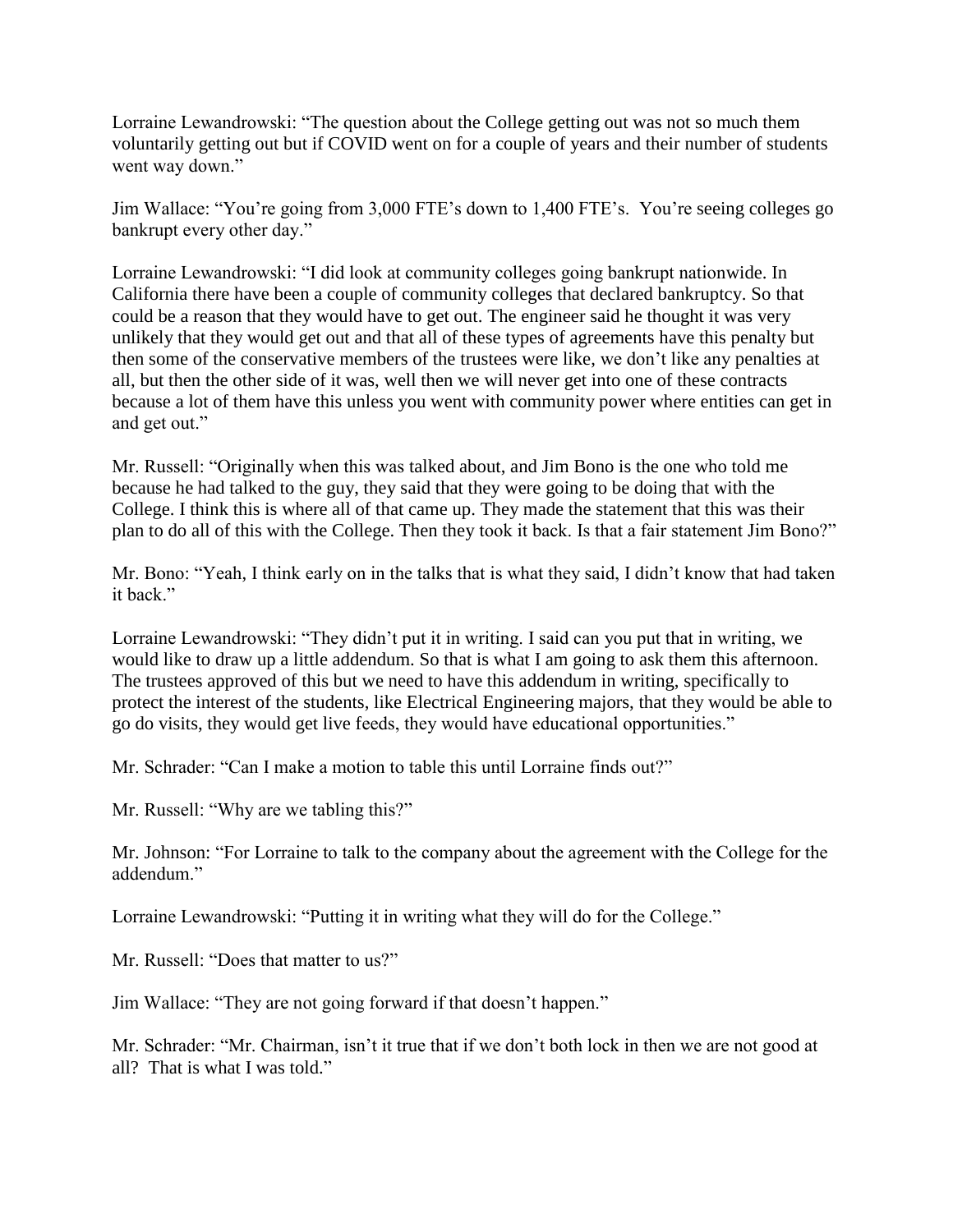Lorraine Lewandrowski: "The question about the College getting out was not so much them voluntarily getting out but if COVID went on for a couple of years and their number of students went way down."

Jim Wallace: "You're going from 3,000 FTE's down to 1,400 FTE's. You're seeing colleges go bankrupt every other day."

Lorraine Lewandrowski: "I did look at community colleges going bankrupt nationwide. In California there have been a couple of community colleges that declared bankruptcy. So that could be a reason that they would have to get out. The engineer said he thought it was very unlikely that they would get out and that all of these types of agreements have this penalty but then some of the conservative members of the trustees were like, we don't like any penalties at all, but then the other side of it was, well then we will never get into one of these contracts because a lot of them have this unless you went with community power where entities can get in and get out."

Mr. Russell: "Originally when this was talked about, and Jim Bono is the one who told me because he had talked to the guy, they said that they were going to be doing that with the College. I think this is where all of that came up. They made the statement that this was their plan to do all of this with the College. Then they took it back. Is that a fair statement Jim Bono?"

Mr. Bono: "Yeah, I think early on in the talks that is what they said, I didn't know that had taken it back."

Lorraine Lewandrowski: "They didn't put it in writing. I said can you put that in writing, we would like to draw up a little addendum. So that is what I am going to ask them this afternoon. The trustees approved of this but we need to have this addendum in writing, specifically to protect the interest of the students, like Electrical Engineering majors, that they would be able to go do visits, they would get live feeds, they would have educational opportunities."

Mr. Schrader: "Can I make a motion to table this until Lorraine finds out?"

Mr. Russell: "Why are we tabling this?"

Mr. Johnson: "For Lorraine to talk to the company about the agreement with the College for the addendum."

Lorraine Lewandrowski: "Putting it in writing what they will do for the College."

Mr. Russell: "Does that matter to us?"

Jim Wallace: "They are not going forward if that doesn't happen."

Mr. Schrader: "Mr. Chairman, isn't it true that if we don't both lock in then we are not good at all? That is what I was told."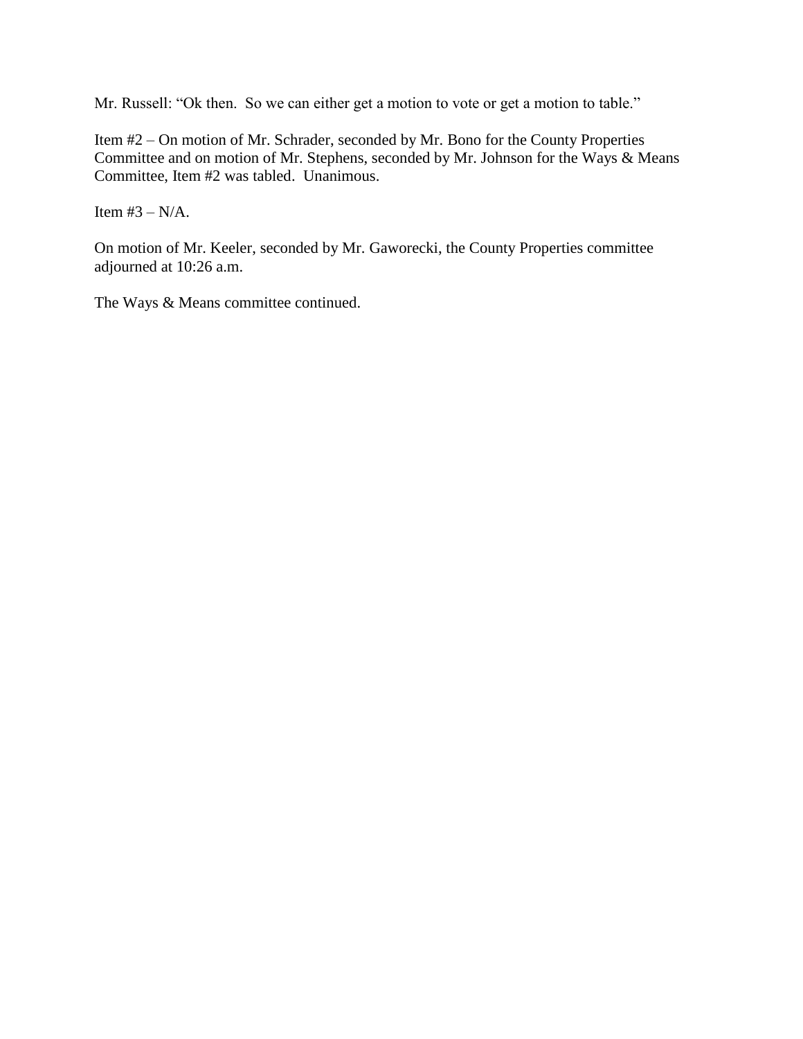Mr. Russell: "Ok then.  So we can either get a motion to vote or get a motion to table."

Item #2 – On motion of Mr. Schrader, seconded by Mr. Bono for the County Properties Committee and on motion of Mr. Stephens, seconded by Mr. Johnson for the Ways & Means Committee, Item #2 was tabled.  Unanimous.

Item #3 – N/A.

On motion of Mr. Keeler, seconded by Mr. Gaworecki, the County Properties committee adjourned at 10:26 a.m.

The Ways & Means committee continued.